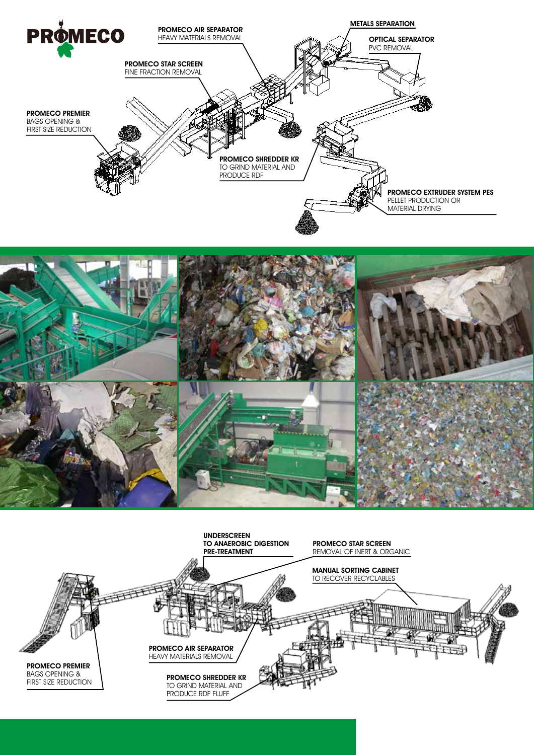PROMECO

**PROMECO AIR SEPARATOR**
HEAVY MATERIALS REMOVAL

**METALS SEPARATION**

**OPTICAL SEPARATOR**
PVC REMOVAL

**PROMECO STAR SCREEN**
FINE FRACTION REMOVAL

**PROMECO PREMIER**
BAGS OPENING &
FIRST SIZE REDUCTION

**PROMECO SHREDDER KR**
TO GRIND MATERIAL AND
PRODUCE RDF

**PROMECO EXTRUDER SYSTEM PES**
PELLET PRODUCTION OR
MATERIAL DRYING

**UNDERSCREEN**
**TO ANAEROBIC DIGESTION**
**PRE-TREATMENT**

**PROMECO STAR SCREEN**
REMOVAL OF INERT & ORGANIC

**MANUAL SORTING CABINET**
TO RECOVER RECYCLABLES

**PROMECO AIR SEPARATOR**
HEAVY MATERIALS REMOVAL

**PROMECO PREMIER**
BAGS OPENING &
FIRST SIZE REDUCTION

**PROMECO SHREDDER KR**
TO GRIND MATERIAL AND
PRODUCE RDF FLUFF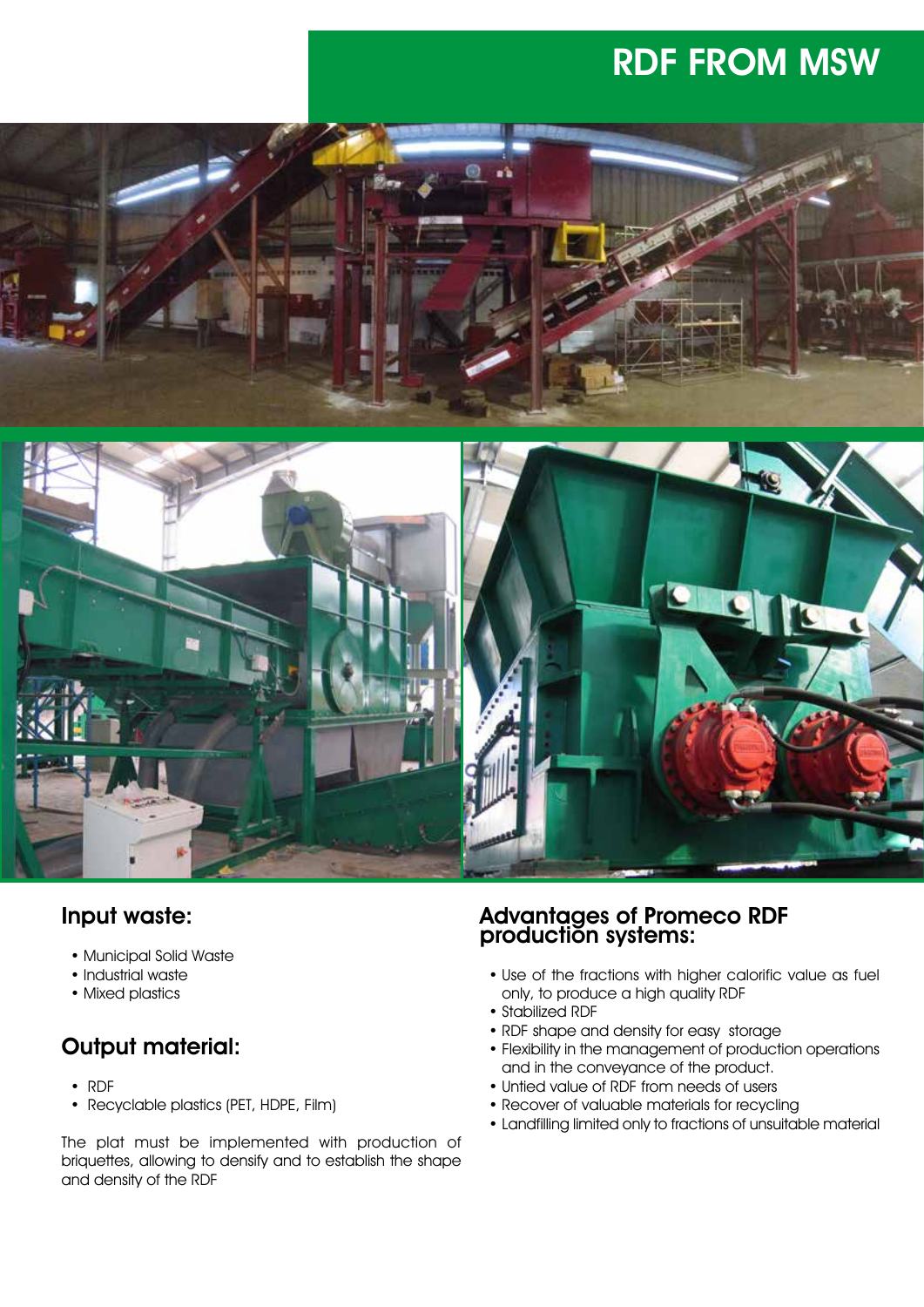# RDF FROM MSW

## Input waste:

- Municipal Solid Waste
- Industrial waste
- Mixed plastics

## Output material:

- RDF
- Recyclable plastics (PET, HDPE, Film)

The plat must be implemented with production of briquettes, allowing to densify and to establish the shape and density of the RDF

## Advantages of Promeco RDF production systems:

- Use of the fractions with higher calorific value as fuel only, to produce a high quality RDF
- Stabilized RDF
- RDF shape and density for easy storage
- Flexibility in the management of production operations and in the conveyance of the product.
- Untied value of RDF from needs of users
- Recover of valuable materials for recycling
- Landfilling limited only to fractions of unsuitable material